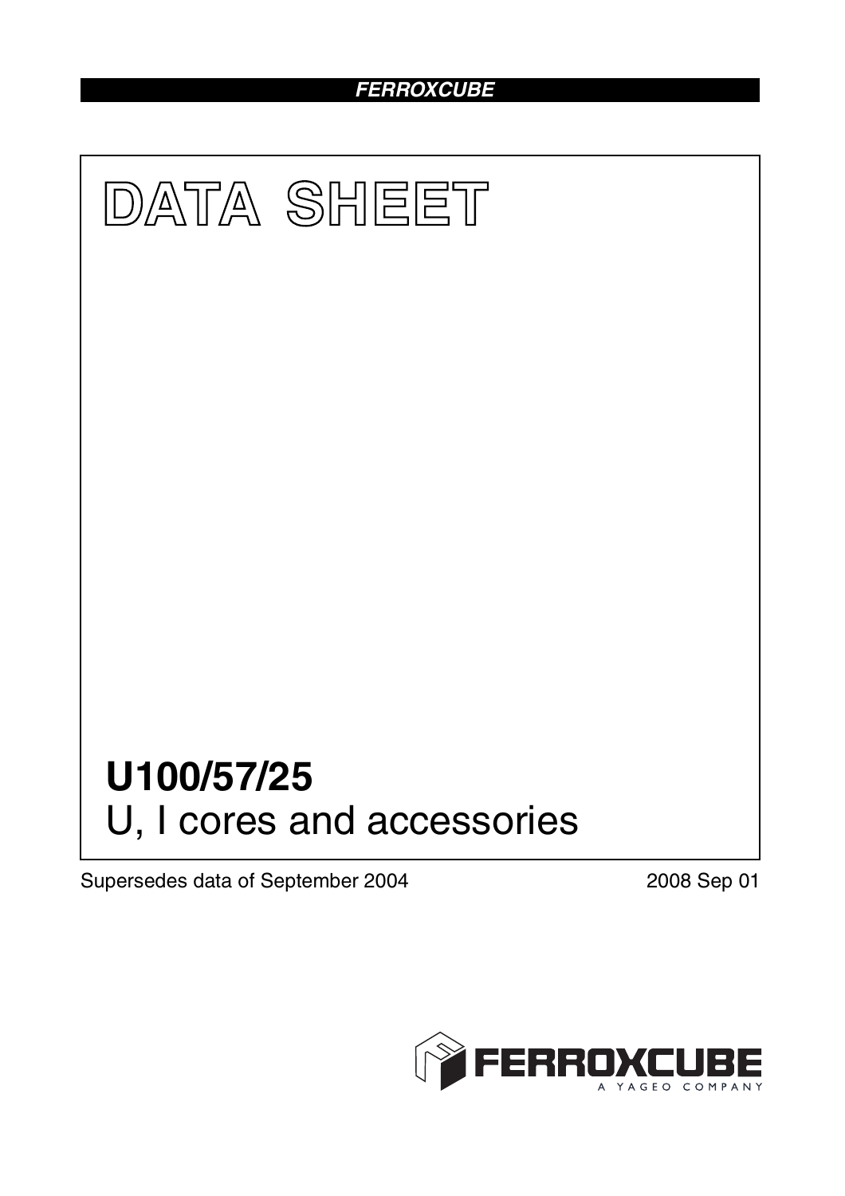# DATA SHEET

## U100/57/25

U, I cores and accessories

Supersedes data of September 2004

2008 Sep 01

FERROXCUBE
A YAGEO COMPANY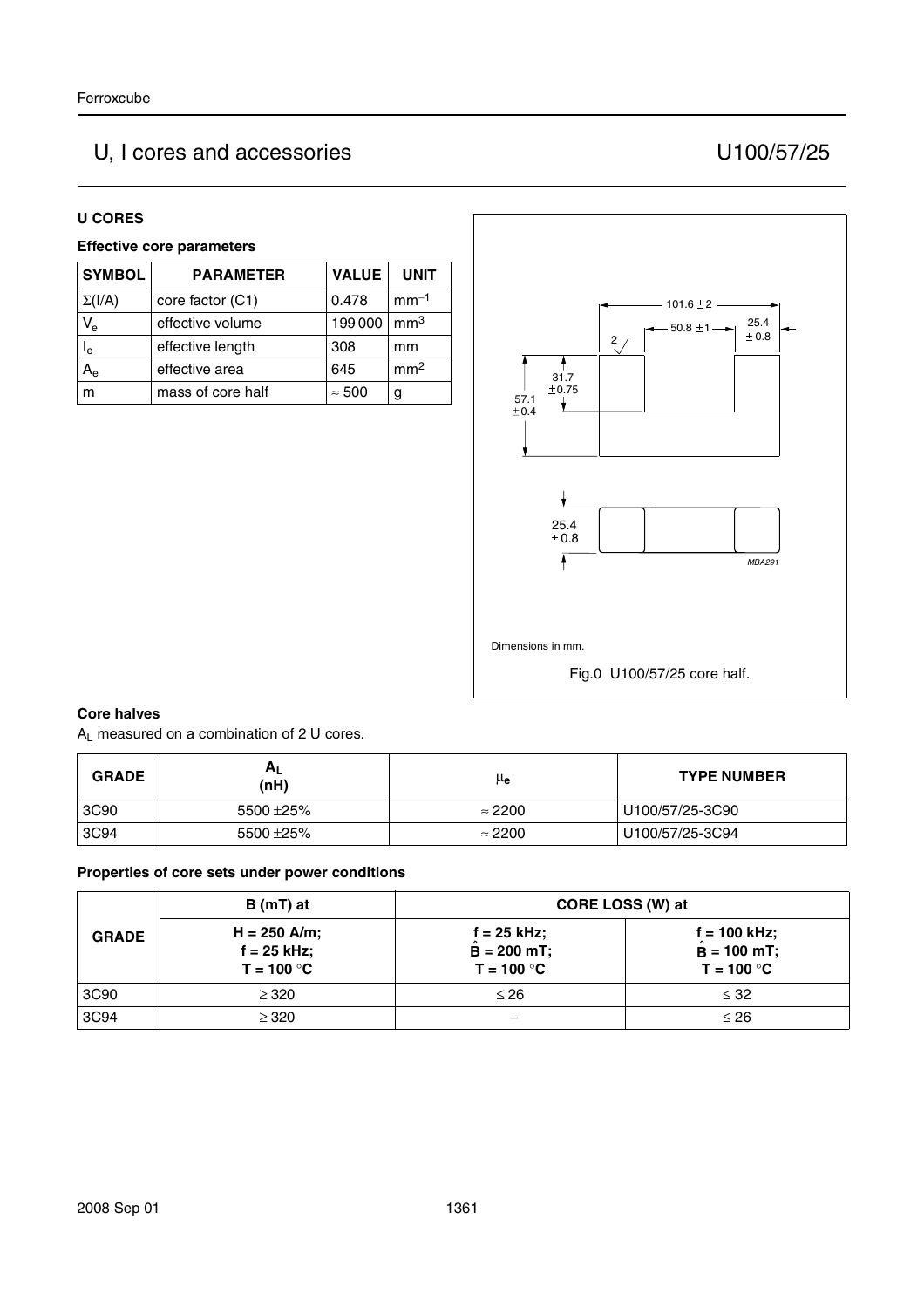# U, I cores and accessories — U100/57/25

## U CORES

### Effective core parameters

| SYMBOL | PARAMETER | VALUE | UNIT |
|---|---|---|---|
| $\Sigma(I/A)$ | core factor (C1) | 0.478 | $mm^{-1}$ |
| $V_e$ | effective volume | 199 000 | $mm^3$ |
| $l_e$ | effective length | 308 | mm |
| $A_e$ | effective area | 645 | $mm^2$ |
| m | mass of core half | ≈ 500 | g |

Dimensions in mm.

Fig.0 U100/57/25 core half.

### Core halves

$A_L$ measured on a combination of 2 U cores.

| GRADE | $A_L$ (nH) | $\mu_e$ | TYPE NUMBER |
|---|---|---|---|
| 3C90 | 5500 ±25% | ≈ 2200 | U100/57/25-3C90 |
| 3C94 | 5500 ±25% | ≈ 2200 | U100/57/25-3C94 |

### Properties of core sets under power conditions

| GRADE | B (mT) at | CORE LOSS (W) at | |
|---|---|---|---|
| | H = 250 A/m; f = 25 kHz; T = 100 °C | f = 25 kHz; $\hat{B}$ = 200 mT; T = 100 °C | f = 100 kHz; $\hat{B}$ = 100 mT; T = 100 °C |
| 3C90 | ≥ 320 | ≤ 26 | ≤ 32 |
| 3C94 | ≥ 320 | − | ≤ 26 |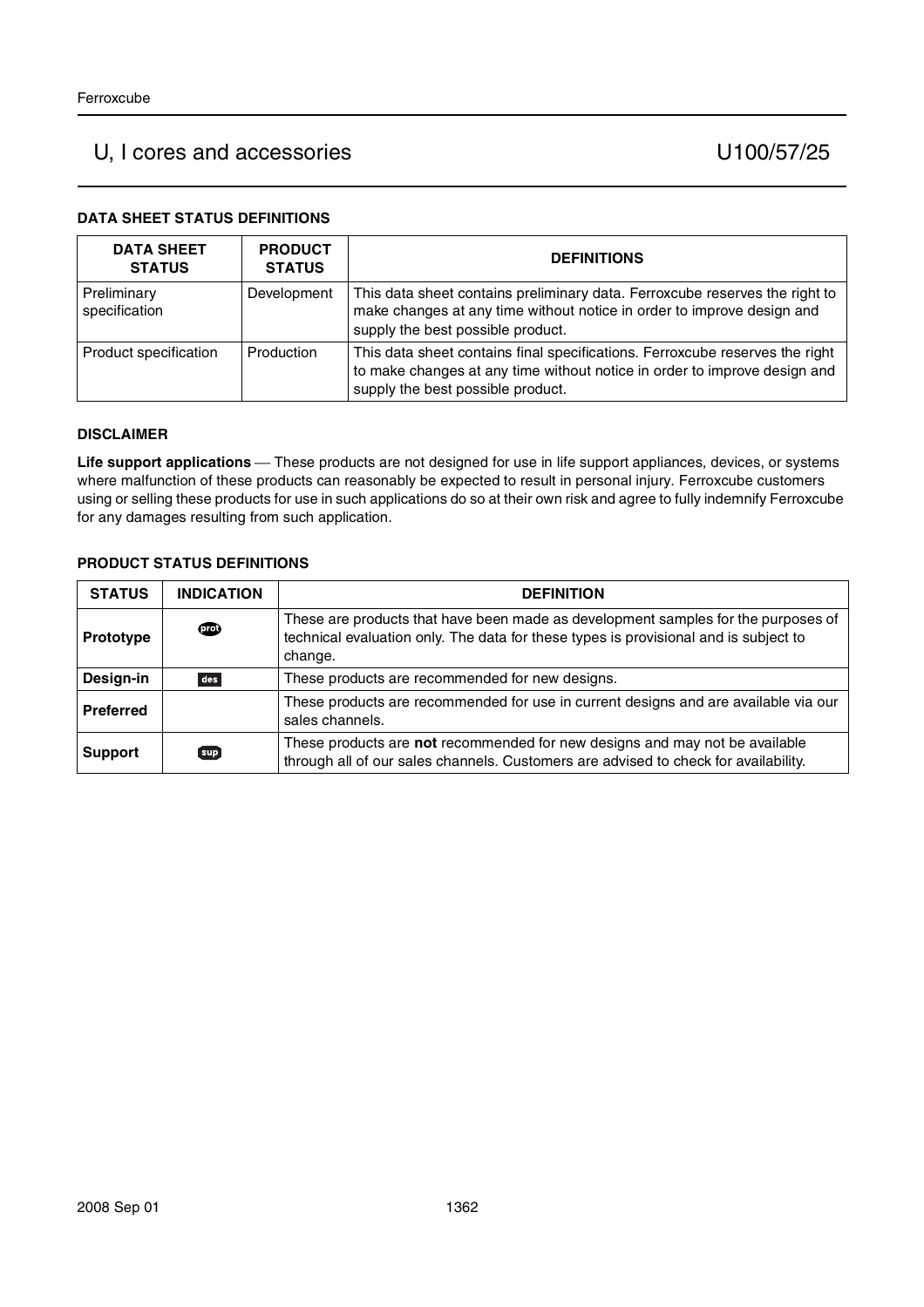## DATA SHEET STATUS DEFINITIONS

| DATA SHEET STATUS | PRODUCT STATUS | DEFINITIONS |
|---|---|---|
| Preliminary specification | Development | This data sheet contains preliminary data. Ferroxcube reserves the right to make changes at any time without notice in order to improve design and supply the best possible product. |
| Product specification | Production | This data sheet contains final specifications. Ferroxcube reserves the right to make changes at any time without notice in order to improve design and supply the best possible product. |

## DISCLAIMER

**Life support applications** — These products are not designed for use in life support appliances, devices, or systems where malfunction of these products can reasonably be expected to result in personal injury. Ferroxcube customers using or selling these products for use in such applications do so at their own risk and agree to fully indemnify Ferroxcube for any damages resulting from such application.

## PRODUCT STATUS DEFINITIONS

| STATUS | INDICATION | DEFINITION |
|---|---|---|
| **Prototype** | prot | These are products that have been made as development samples for the purposes of technical evaluation only. The data for these types is provisional and is subject to change. |
| **Design-in** | des | These products are recommended for new designs. |
| **Preferred** | | These products are recommended for use in current designs and are available via our sales channels. |
| **Support** | sup | These products are **not** recommended for new designs and may not be available through all of our sales channels. Customers are advised to check for availability. |